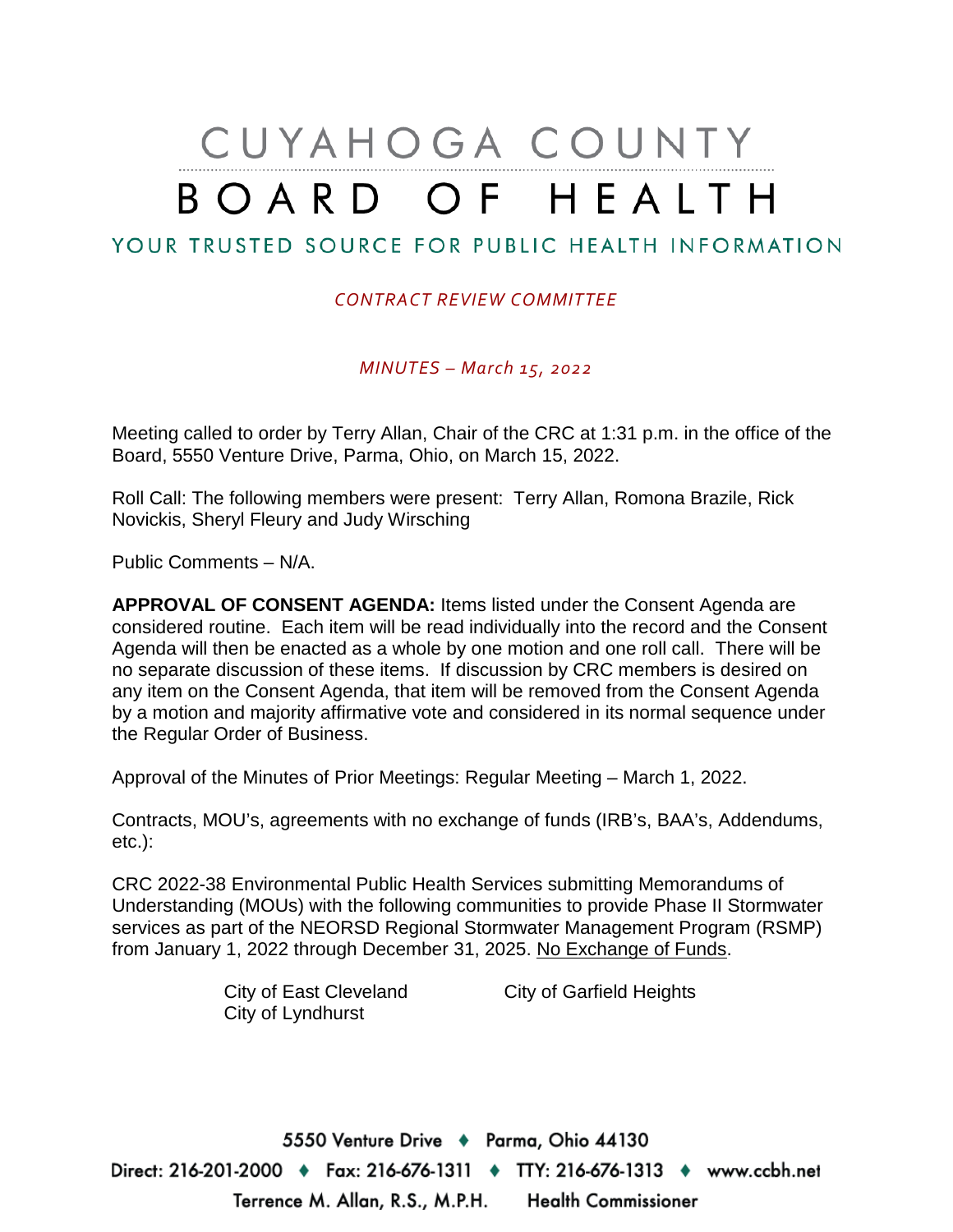# CUYAHOGA COUNTY BOARD OF HEALTH

YOUR TRUSTED SOURCE FOR PUBLIC HEALTH INFORMATION

*CONTRACT REVIEW COMMITTEE*

*MINUTES – March 15, 2022*

Meeting called to order by Terry Allan, Chair of the CRC at 1:31 p.m. in the office of the Board, 5550 Venture Drive, Parma, Ohio, on March 15, 2022.

Roll Call: The following members were present: Terry Allan, Romona Brazile, Rick Novickis, Sheryl Fleury and Judy Wirsching

Public Comments – N/A.

**APPROVAL OF CONSENT AGENDA:** Items listed under the Consent Agenda are considered routine. Each item will be read individually into the record and the Consent Agenda will then be enacted as a whole by one motion and one roll call. There will be no separate discussion of these items. If discussion by CRC members is desired on any item on the Consent Agenda, that item will be removed from the Consent Agenda by a motion and majority affirmative vote and considered in its normal sequence under the Regular Order of Business.

Approval of the Minutes of Prior Meetings: Regular Meeting – March 1, 2022.

Contracts, MOU's, agreements with no exchange of funds (IRB's, BAA's, Addendums, etc.):

CRC 2022-38 Environmental Public Health Services submitting Memorandums of Understanding (MOUs) with the following communities to provide Phase II Stormwater services as part of the NEORSD Regional Stormwater Management Program (RSMP) from January 1, 2022 through December 31, 2025. No Exchange of Funds.

- City of East Cleveland
- City of Garfield Heights
- City of Lyndhurst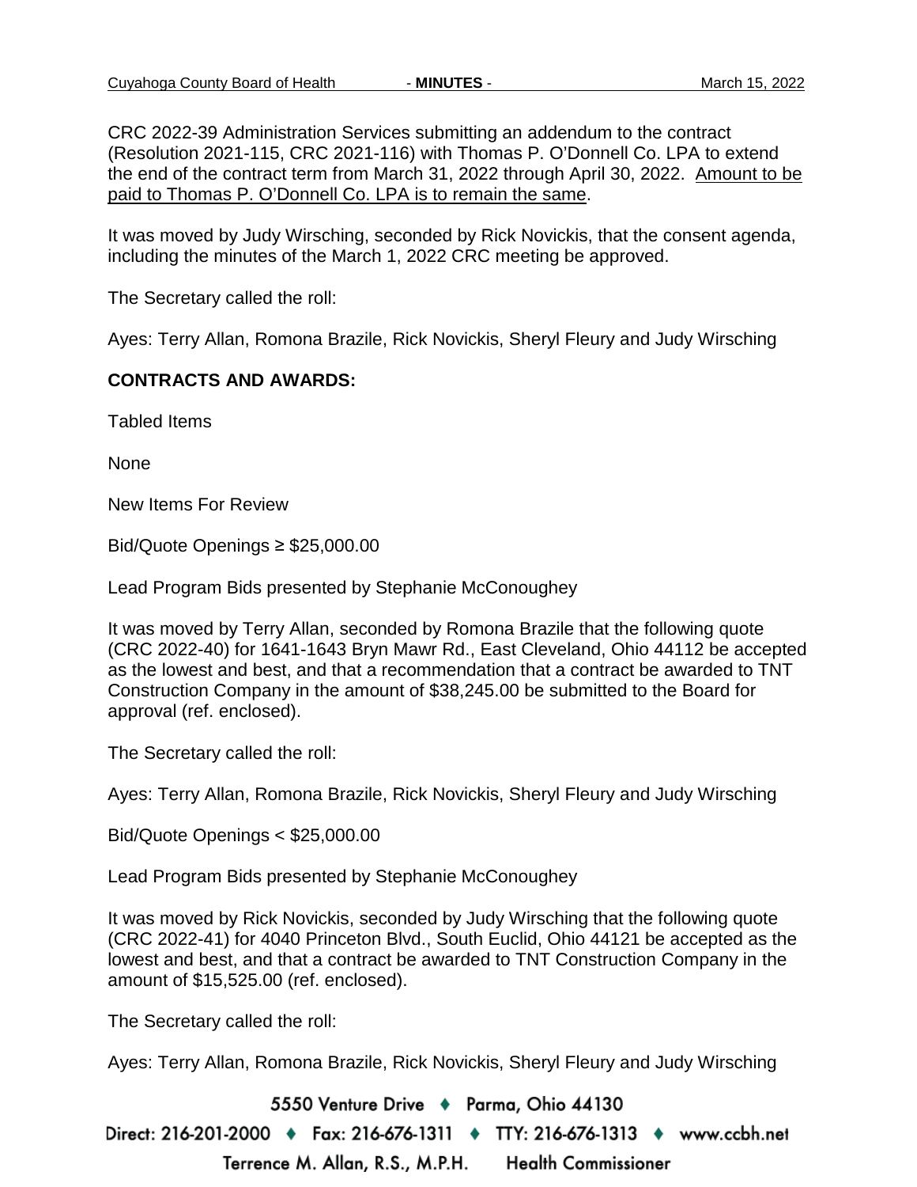CRC 2022-39 Administration Services submitting an addendum to the contract (Resolution 2021-115, CRC 2021-116) with Thomas P. O'Donnell Co. LPA to extend the end of the contract term from March 31, 2022 through April 30, 2022. <u>Amount to be paid to Thomas P. O'Donnell Co. LPA is to remain the same</u>.

It was moved by Judy Wirsching, seconded by Rick Novickis, that the consent agenda, including the minutes of the March 1, 2022 CRC meeting be approved.

The Secretary called the roll:

Ayes: Terry Allan, Romona Brazile, Rick Novickis, Sheryl Fleury and Judy Wirsching

**CONTRACTS AND AWARDS:**

Tabled Items

None

New Items For Review

Bid/Quote Openings ≥ $25,000.00

Lead Program Bids presented by Stephanie McConoughey

It was moved by Terry Allan, seconded by Romona Brazile that the following quote (CRC 2022-40) for 1641-1643 Bryn Mawr Rd., East Cleveland, Ohio 44112 be accepted as the lowest and best, and that a recommendation that a contract be awarded to TNT Construction Company in the amount of $38,245.00 be submitted to the Board for approval (ref. enclosed).

The Secretary called the roll:

Ayes: Terry Allan, Romona Brazile, Rick Novickis, Sheryl Fleury and Judy Wirsching

Bid/Quote Openings < $25,000.00

Lead Program Bids presented by Stephanie McConoughey

It was moved by Rick Novickis, seconded by Judy Wirsching that the following quote (CRC 2022-41) for 4040 Princeton Blvd., South Euclid, Ohio 44121 be accepted as the lowest and best, and that a contract be awarded to TNT Construction Company in the amount of $15,525.00 (ref. enclosed).

The Secretary called the roll:

Ayes: Terry Allan, Romona Brazile, Rick Novickis, Sheryl Fleury and Judy Wirsching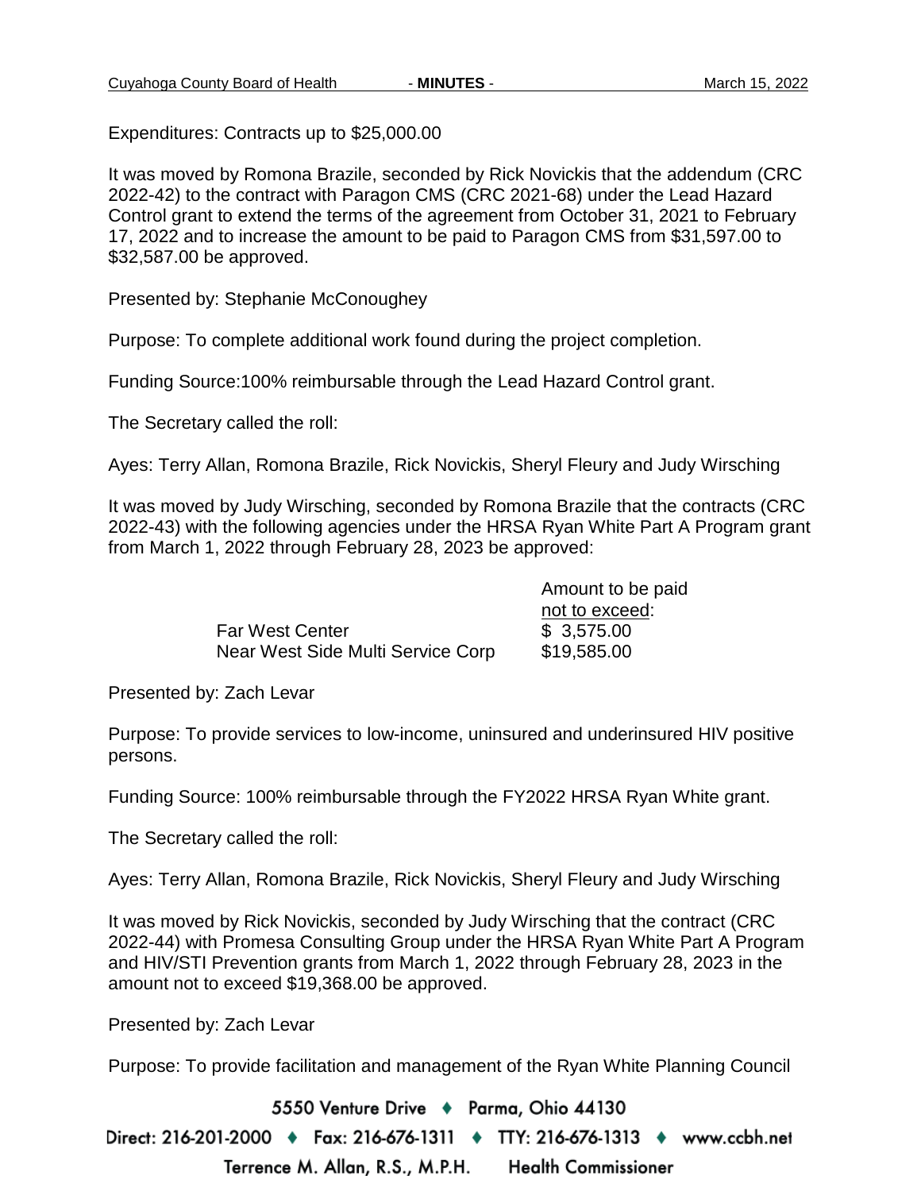Expenditures: Contracts up to $25,000.00

It was moved by Romona Brazile, seconded by Rick Novickis that the addendum (CRC 2022-42) to the contract with Paragon CMS (CRC 2021-68) under the Lead Hazard Control grant to extend the terms of the agreement from October 31, 2021 to February 17, 2022 and to increase the amount to be paid to Paragon CMS from $31,597.00 to $32,587.00 be approved.

Presented by: Stephanie McConoughey

Purpose: To complete additional work found during the project completion.

Funding Source:100% reimbursable through the Lead Hazard Control grant.

The Secretary called the roll:

Ayes: Terry Allan, Romona Brazile, Rick Novickis, Sheryl Fleury and Judy Wirsching

It was moved by Judy Wirsching, seconded by Romona Brazile that the contracts (CRC 2022-43) with the following agencies under the HRSA Ryan White Part A Program grant from March 1, 2022 through February 28, 2023 be approved:

| | Amount to be paid not to exceed: |
|---|---|
| Far West Center | $ 3,575.00 |
| Near West Side Multi Service Corp | $19,585.00 |

Presented by: Zach Levar

Purpose: To provide services to low-income, uninsured and underinsured HIV positive persons.

Funding Source: 100% reimbursable through the FY2022 HRSA Ryan White grant.

The Secretary called the roll:

Ayes: Terry Allan, Romona Brazile, Rick Novickis, Sheryl Fleury and Judy Wirsching

It was moved by Rick Novickis, seconded by Judy Wirsching that the contract (CRC 2022-44) with Promesa Consulting Group under the HRSA Ryan White Part A Program and HIV/STI Prevention grants from March 1, 2022 through February 28, 2023 in the amount not to exceed $19,368.00 be approved.

Presented by: Zach Levar

Purpose: To provide facilitation and management of the Ryan White Planning Council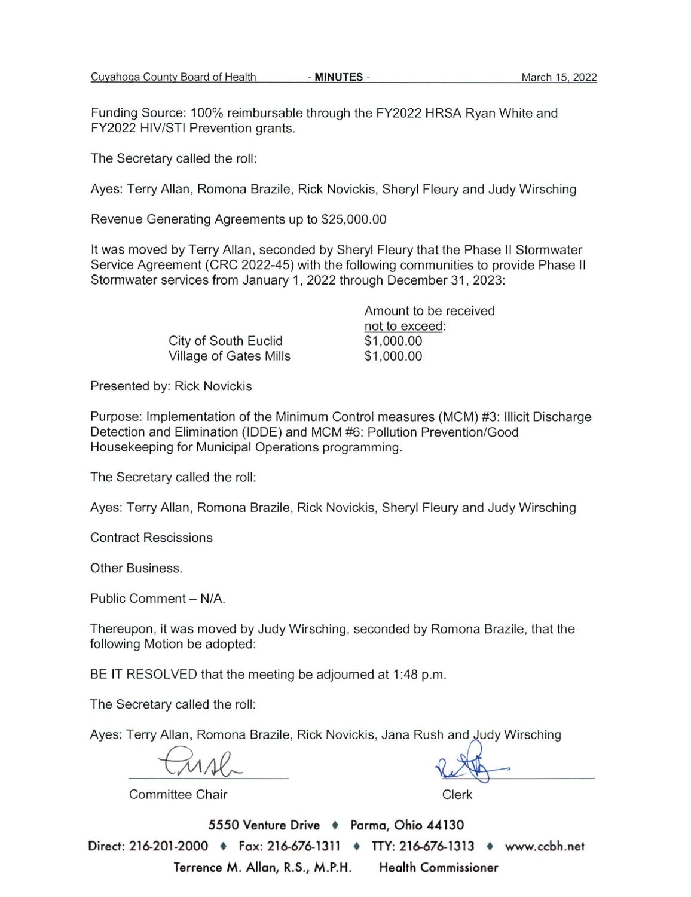Funding Source: 100% reimbursable through the FY2022 HRSA Ryan White and FY2022 HIV/STI Prevention grants.

The Secretary called the roll:

Ayes: Terry Allan, Romona Brazile, Rick Novickis, Sheryl Fleury and Judy Wirsching

Revenue Generating Agreements up to $25,000.00

It was moved by Terry Allan, seconded by Sheryl Fleury that the Phase II Stormwater Service Agreement (CRC 2022-45) with the following communities to provide Phase II Stormwater services from January 1, 2022 through December 31, 2023:

| | Amount to be received <u>not to exceed</u>: |
|---|---|
| City of South Euclid | $1,000.00 |
| Village of Gates Mills | $1,000.00 |

Presented by: Rick Novickis

Purpose: Implementation of the Minimum Control measures (MCM) #3: Illicit Discharge Detection and Elimination (IDDE) and MCM #6: Pollution Prevention/Good Housekeeping for Municipal Operations programming.

The Secretary called the roll:

Ayes: Terry Allan, Romona Brazile, Rick Novickis, Sheryl Fleury and Judy Wirsching

Contract Rescissions

Other Business.

Public Comment – N/A.

Thereupon, it was moved by Judy Wirsching, seconded by Romona Brazile, that the following Motion be adopted:

BE IT RESOLVED that the meeting be adjourned at 1:48 p.m.

The Secretary called the roll:

Ayes: Terry Allan, Romona Brazile, Rick Novickis, Jana Rush and Judy Wirsching

Committee Chair

Clerk

5550 Venture Drive ♦ Parma, Ohio 44130

Direct: 216-201-2000 ♦ Fax: 216-676-1311 ♦ TTY: 216-676-1313 ♦ www.ccbh.net

Terrence M. Allan, R.S., M.P.H. Health Commissioner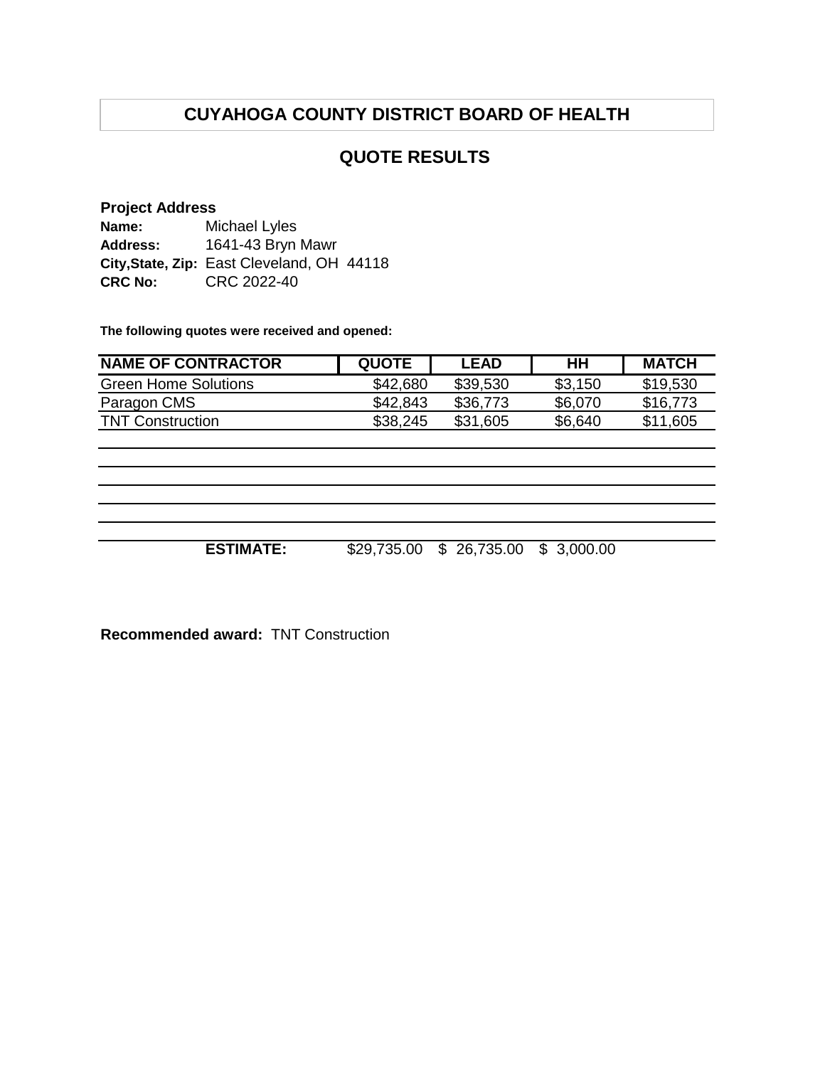# CUYAHOGA COUNTY DISTRICT BOARD OF HEALTH

## QUOTE RESULTS

**Project Address**
**Name:** Michael Lyles
**Address:** 1641-43 Bryn Mawr
**City,State, Zip:** East Cleveland, OH 44118
**CRC No:** CRC 2022-40

**The following quotes were received and opened:**

| NAME OF CONTRACTOR | QUOTE | LEAD | HH | MATCH |
|---|---|---|---|---|
| Green Home Solutions | $42,680 | $39,530 | $3,150 | $19,530 |
| Paragon CMS | $42,843 | $36,773 | $6,070 | $16,773 |
| TNT Construction | $38,245 | $31,605 | $6,640 | $11,605 |
| | | | | |
| | | | | |
| | | | | |
| | | | | |
| | | | | |
| **ESTIMATE:** | $29,735.00 | $ 26,735.00 | $ 3,000.00 | |

**Recommended award:** TNT Construction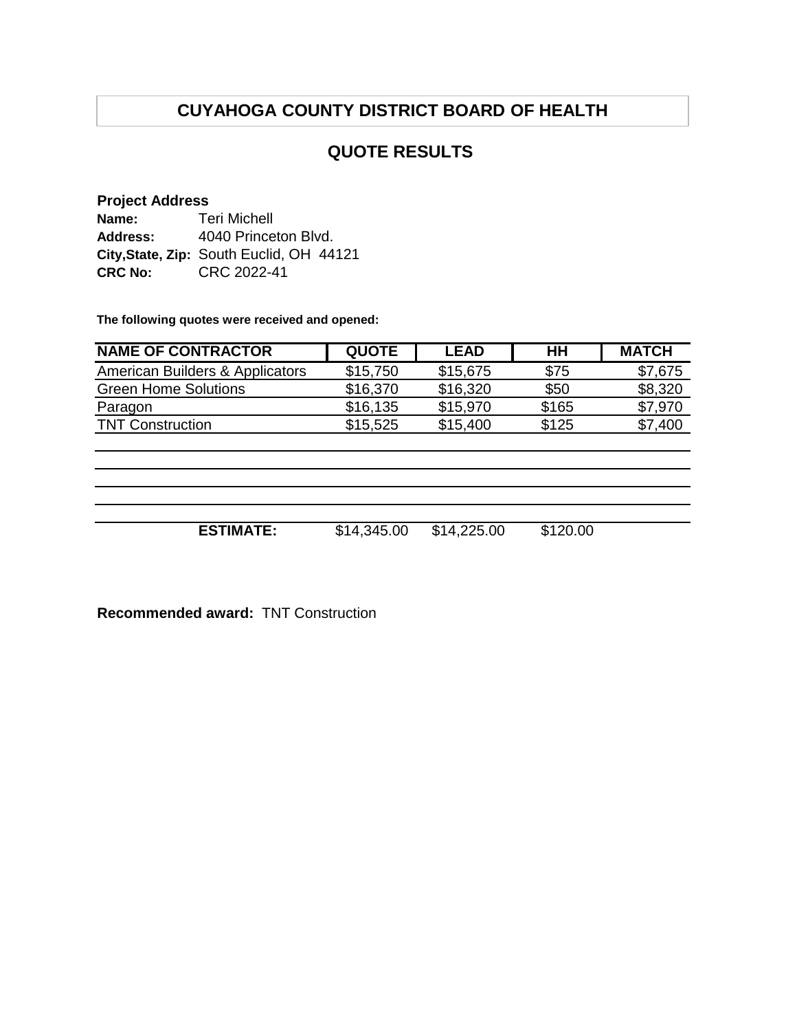# CUYAHOGA COUNTY DISTRICT BOARD OF HEALTH

## QUOTE RESULTS

**Project Address**

**Name:** Teri Michell
**Address:** 4040 Princeton Blvd.
**City,State, Zip:** South Euclid, OH 44121
**CRC No:** CRC 2022-41

**The following quotes were received and opened:**

| NAME OF CONTRACTOR | QUOTE | LEAD | HH | MATCH |
|---|---|---|---|---|
| American Builders & Applicators | $15,750 | $15,675 | $75 | $7,675 |
| Green Home Solutions | $16,370 | $16,320 | $50 | $8,320 |
| Paragon | $16,135 | $15,970 | $165 | $7,970 |
| TNT Construction | $15,525 | $15,400 | $125 | $7,400 |
| | | | | |
| | | | | |
| | | | | |
| | | | | |
| **ESTIMATE:** | $14,345.00 | $14,225.00 | $120.00 | |

**Recommended award:** TNT Construction